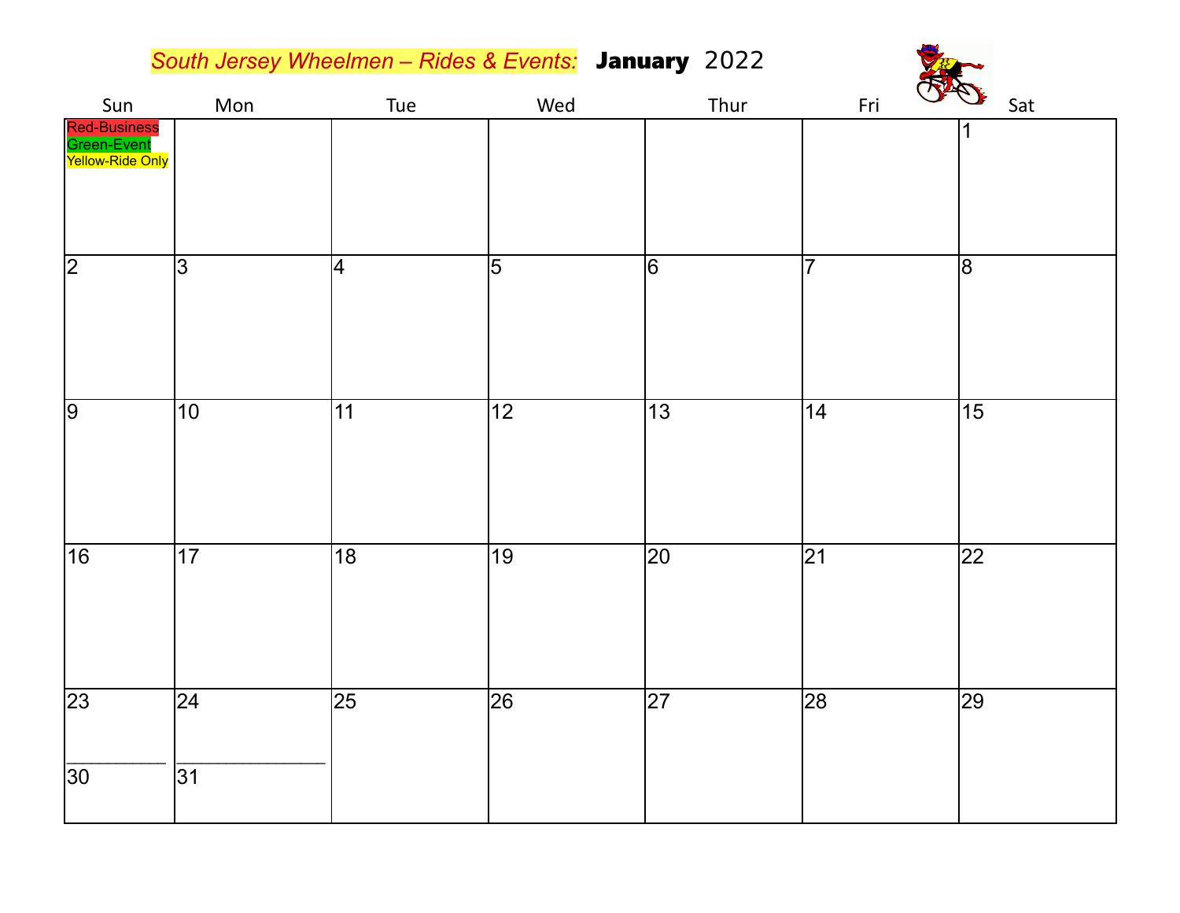*South Jersey Wheelmen – Rides & Events:* **January** 2022

| Sun | Mon | Tue | Wed | Thur | Fri | Sat |
|---|---|---|---|---|---|---|
| Red-Business<br>Green-Event<br>Yellow-Ride Only | | | | | | 1 |
| 2 | 3 | 4 | 5 | 6 | 7 | 8 |
| 9 | 10 | 11 | 12 | 13 | 14 | 15 |
| 16 | 17 | 18 | 19 | 20 | 21 | 22 |
| 23<br>________<br>30 | 24<br>______________<br>31 | 25 | 26 | 27 | 28 | 29 |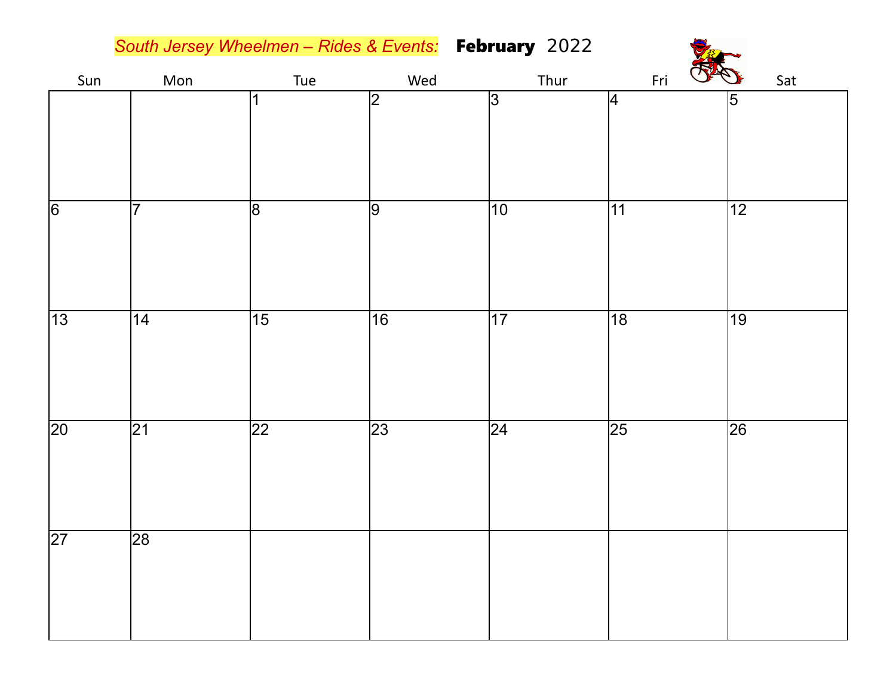*South Jersey Wheelmen – Rides & Events:* **February** 2022

| Sun | Mon | Tue | Wed | Thur | Fri | Sat |
|---|---|---|---|---|---|---|
| | | 1 | 2 | 3 | 4 | 5 |
| 6 | 7 | 8 | 9 | 10 | 11 | 12 |
| 13 | 14 | 15 | 16 | 17 | 18 | 19 |
| 20 | 21 | 22 | 23 | 24 | 25 | 26 |
| 27 | 28 | | | | | |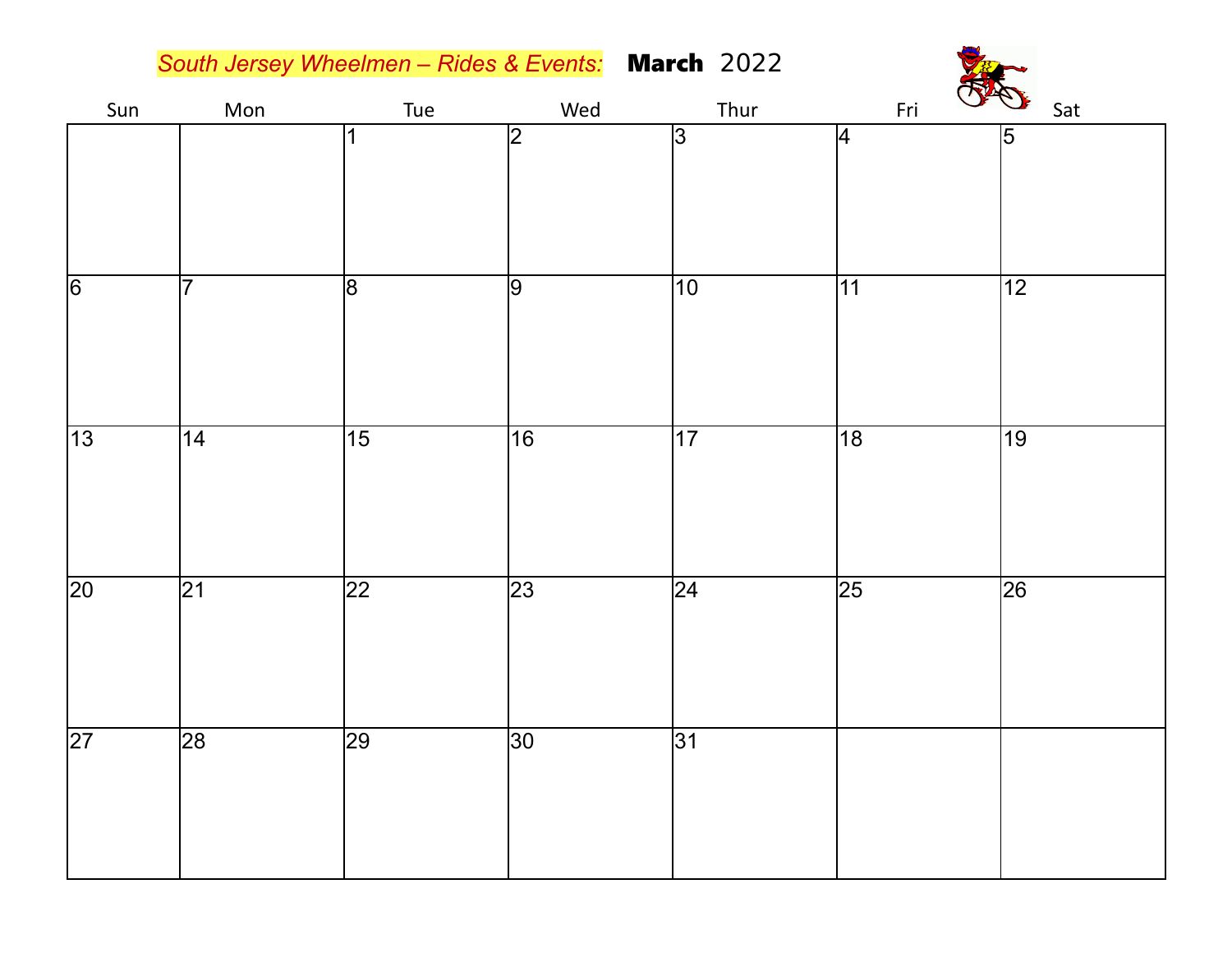*South Jersey Wheelmen – Rides & Events:* **March** 2022

| Sun | Mon | Tue | Wed | Thur | Fri | Sat |
|---|---|---|---|---|---|---|
| | | 1 | 2 | 3 | 4 | 5 |
| 6 | 7 | 8 | 9 | 10 | 11 | 12 |
| 13 | 14 | 15 | 16 | 17 | 18 | 19 |
| 20 | 21 | 22 | 23 | 24 | 25 | 26 |
| 27 | 28 | 29 | 30 | 31 | | |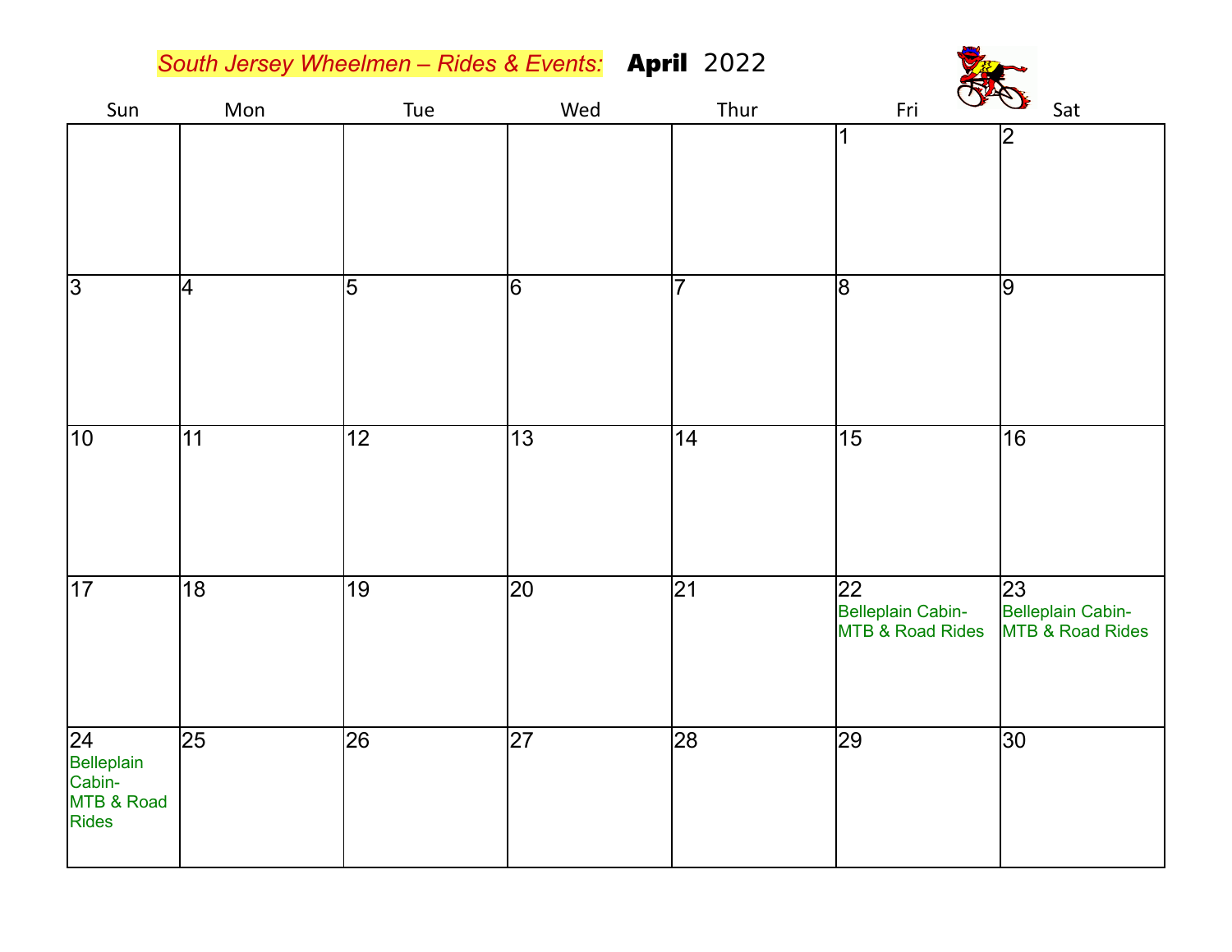# *South Jersey Wheelmen – Rides & Events:* **April** 2022

| Sun | Mon | Tue | Wed | Thur | Fri | Sat |
|---|---|---|---|---|---|---|
| | | | | | 1 | 2 |
| 3 | 4 | 5 | 6 | 7 | 8 | 9 |
| 10 | 11 | 12 | 13 | 14 | 15 | 16 |
| 17 | 18 | 19 | 20 | 21 | 22 Belleplain Cabin- MTB & Road Rides | 23 Belleplain Cabin- MTB & Road Rides |
| 24 Belleplain Cabin- MTB & Road Rides | 25 | 26 | 27 | 28 | 29 | 30 |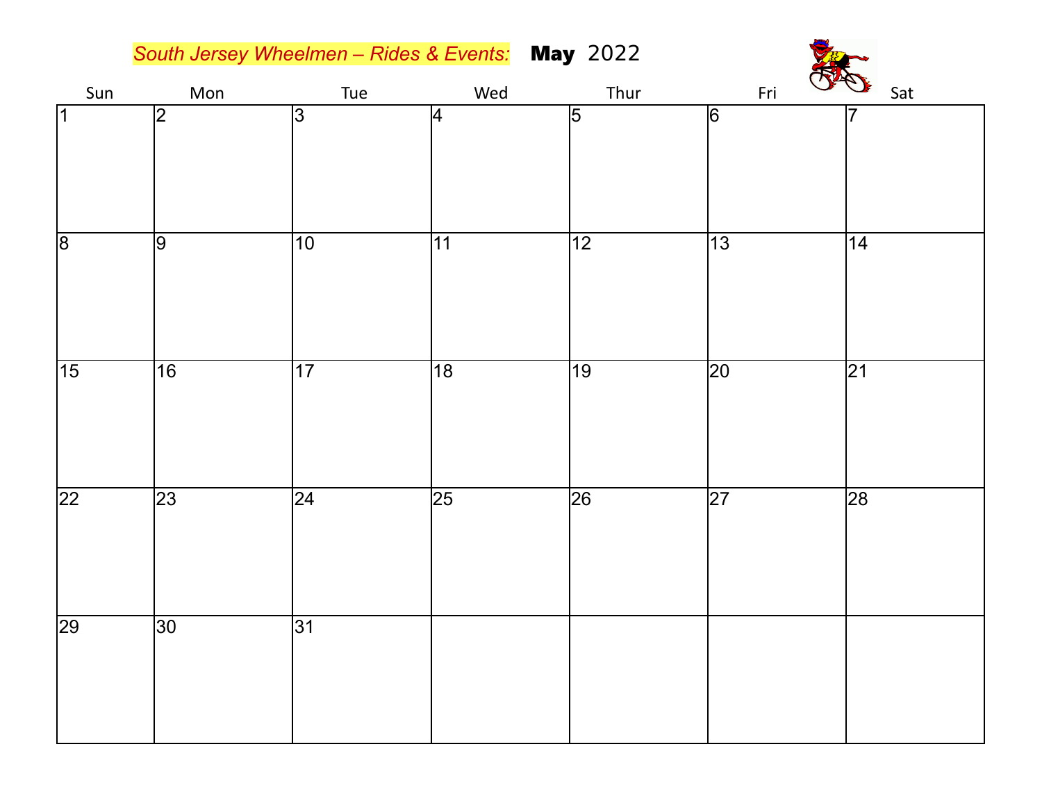*South Jersey Wheelmen – Rides & Events:* **May** 2022

| Sun | Mon | Tue | Wed | Thur | Fri | Sat |
|---|---|---|---|---|---|---|
| 1 | 2 | 3 | 4 | 5 | 6 | 7 |
| 8 | 9 | 10 | 11 | 12 | 13 | 14 |
| 15 | 16 | 17 | 18 | 19 | 20 | 21 |
| 22 | 23 | 24 | 25 | 26 | 27 | 28 |
| 29 | 30 | 31 | | | | |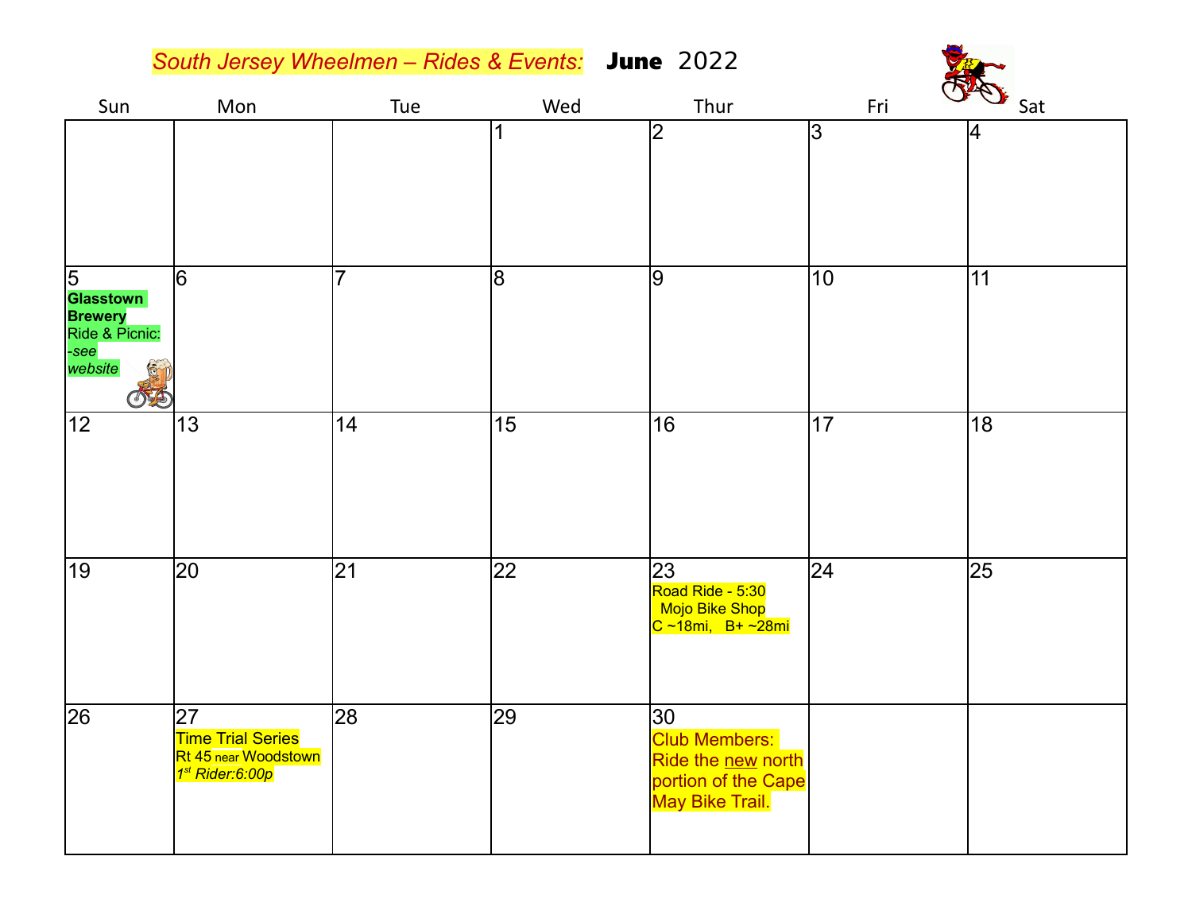# South Jersey Wheelmen – Rides & Events: June 2022

| Sun | Mon | Tue | Wed | Thur | Fri | Sat |
|---|---|---|---|---|---|---|
| | | | 1 | 2 | 3 | 4 |
| 5 **Glasstown Brewery** Ride & Picnic: *-see website* | 6 | 7 | 8 | 9 | 10 | 11 |
| 12 | 13 | 14 | 15 | 16 | 17 | 18 |
| 19 | 20 | 21 | 22 | 23 Road Ride - 5:30 Mojo Bike Shop C ~18mi, B+ ~28mi | 24 | 25 |
| 26 | 27 Time Trial Series Rt 45 near Woodstown *1st Rider:6:00p* | 28 | 29 | 30 Club Members: Ride the new north portion of the Cape May Bike Trail. | | |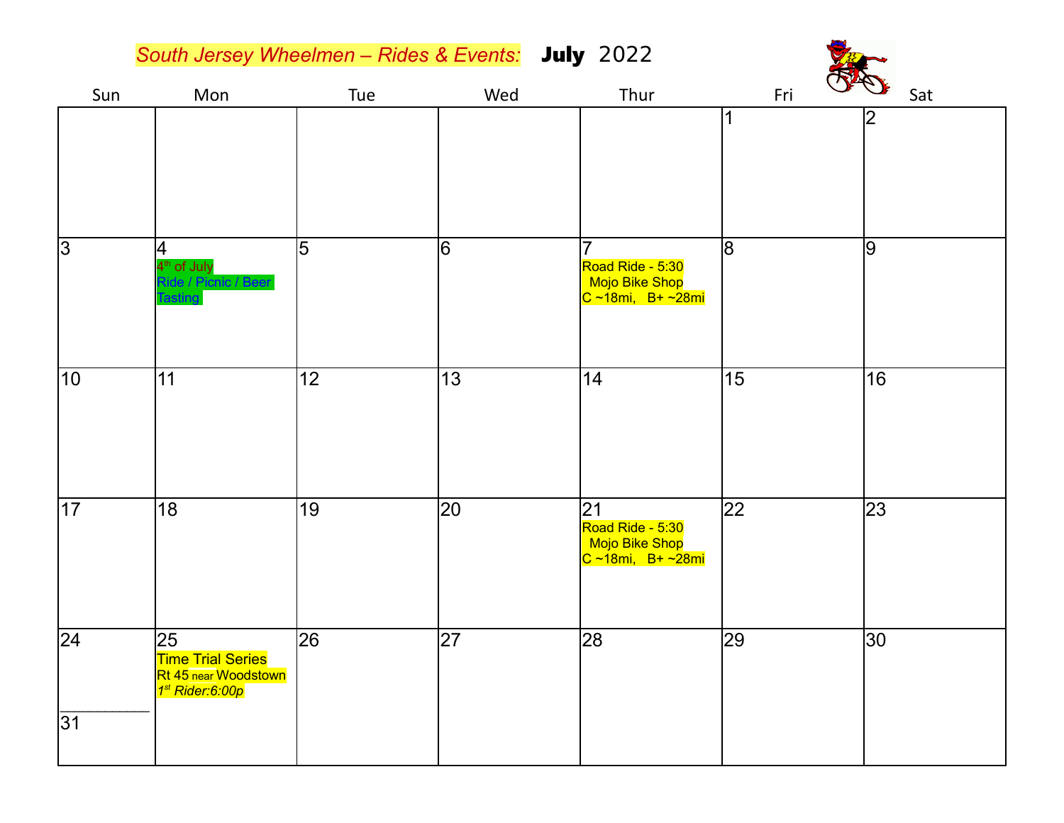# *South Jersey Wheelmen – Rides & Events:* **July** 2022

| Sun | Mon | Tue | Wed | Thur | Fri | Sat |
|---|---|---|---|---|---|---|
| | | | | | 1 | 2 |
| 3 | 4<br>4th of July<br>Ride / Picnic / Beer Tasting | 5 | 6 | 7<br>Road Ride - 5:30<br>Mojo Bike Shop<br>C ~18mi, B+ ~28mi | 8 | 9 |
| 10 | 11 | 12 | 13 | 14 | 15 | 16 |
| 17 | 18 | 19 | 20 | 21<br>Road Ride - 5:30<br>Mojo Bike Shop<br>C ~18mi, B+ ~28mi | 22 | 23 |
| 24<br>___<br>31 | 25<br>Time Trial Series<br>Rt 45 near Woodstown<br>*1st Rider:6:00p* | 26 | 27 | 28 | 29 | 30 |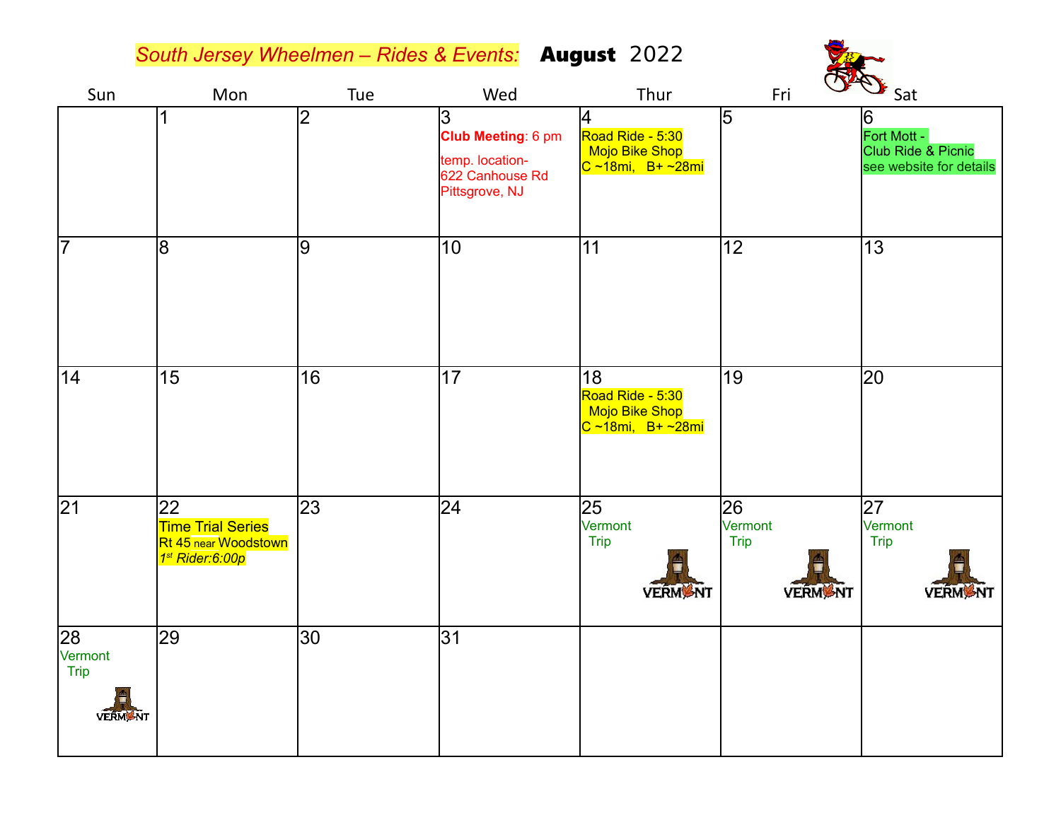# *South Jersey Wheelmen – Rides & Events:* **August** 2022

| Sun | Mon | Tue | Wed | Thur | Fri | Sat |
|---|---|---|---|---|---|---|
| | 1 | 2 | 3 **Club Meeting**: 6 pm temp. location- 622 Canhouse Rd Pittsgrove, NJ | 4 Road Ride - 5:30 Mojo Bike Shop C ~18mi, B+ ~28mi | 5 | 6 Fort Mott - Club Ride & Picnic see website for details |
| 7 | 8 | 9 | 10 | 11 | 12 | 13 |
| 14 | 15 | 16 | 17 | 18 Road Ride - 5:30 Mojo Bike Shop C ~18mi, B+ ~28mi | 19 | 20 |
| 21 | 22 Time Trial Series Rt 45 near Woodstown *1st Rider:6:00p* | 23 | 24 | 25 Vermont Trip | 26 Vermont Trip | 27 Vermont Trip |
| 28 Vermont Trip | 29 | 30 | 31 | | | |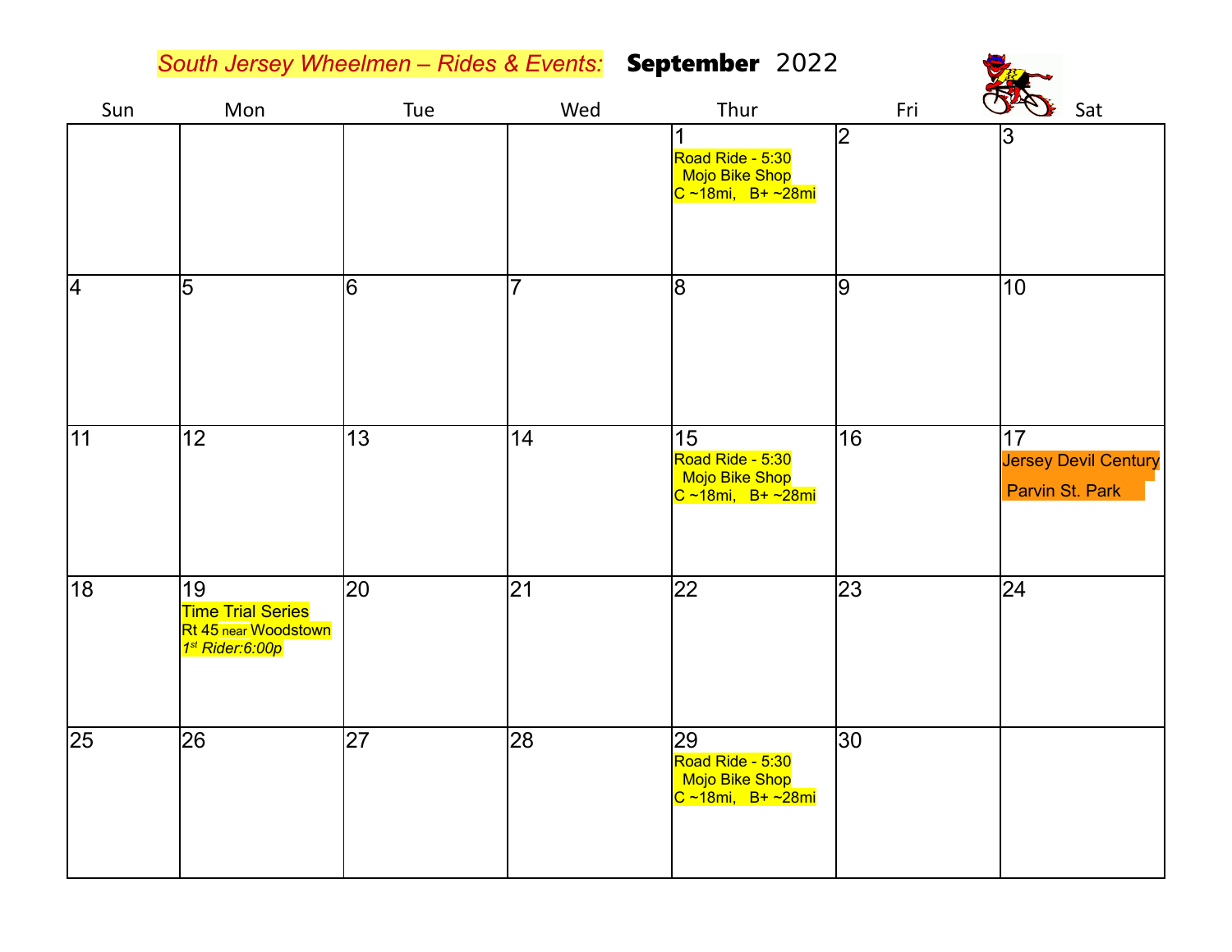# South Jersey Wheelmen – Rides & Events: **September** 2022

| Sun | Mon | Tue | Wed | Thur | Fri | Sat |
|---|---|---|---|---|---|---|
| | | | | 1<br>Road Ride - 5:30<br>Mojo Bike Shop<br>C ~18mi, B+ ~28mi | 2 | 3 |
| 4 | 5 | 6 | 7 | 8 | 9 | 10 |
| 11 | 12 | 13 | 14 | 15<br>Road Ride - 5:30<br>Mojo Bike Shop<br>C ~18mi, B+ ~28mi | 16 | 17<br>Jersey Devil Century<br>Parvin St. Park |
| 18 | 19<br>Time Trial Series<br>Rt 45 near Woodstown<br>*1st Rider:6:00p* | 20 | 21 | 22 | 23 | 24 |
| 25 | 26 | 27 | 28 | 29<br>Road Ride - 5:30<br>Mojo Bike Shop<br>C ~18mi, B+ ~28mi | 30 | |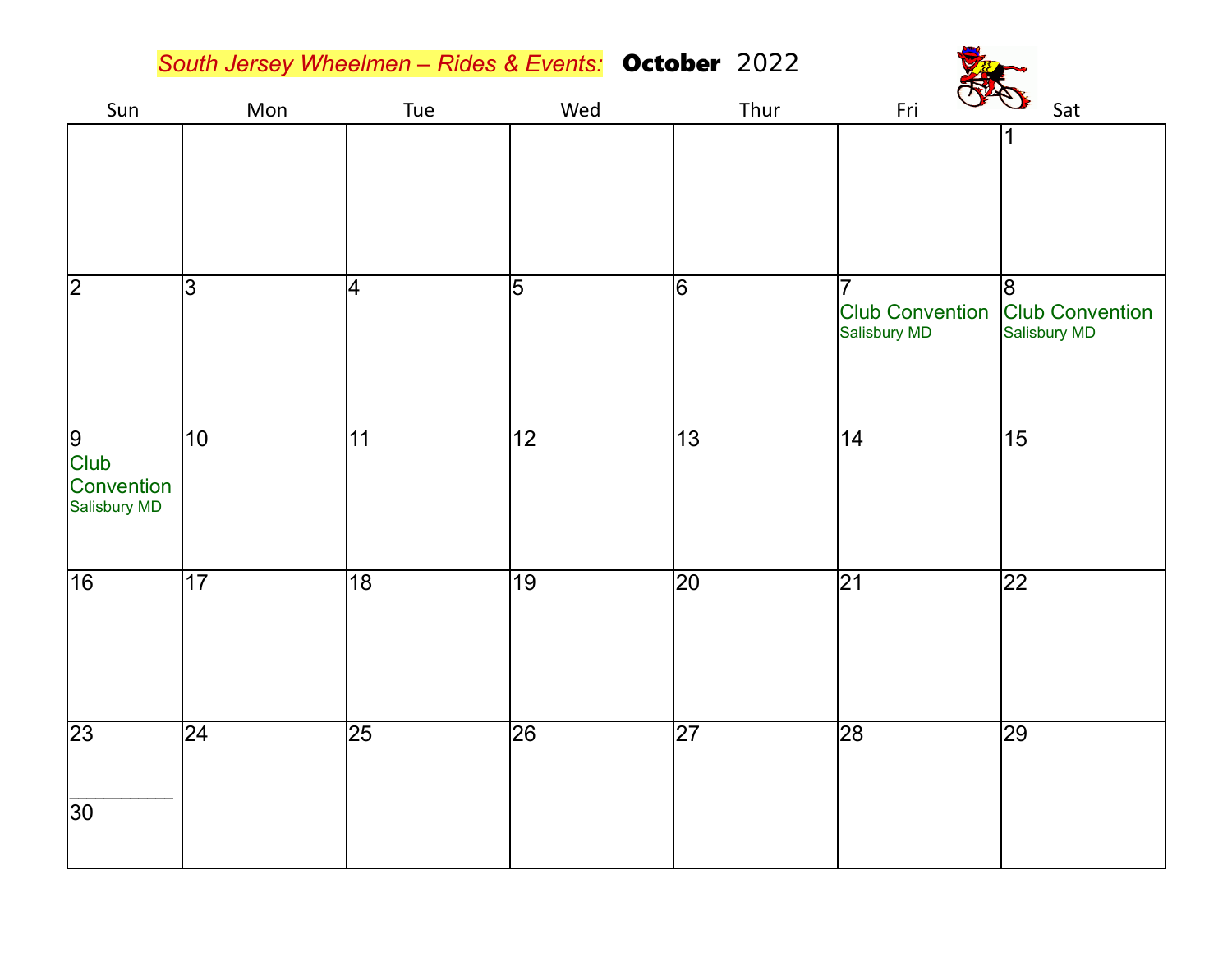*South Jersey Wheelmen – Rides & Events:* **October** 2022

| Sun | Mon | Tue | Wed | Thur | Fri | Sat |
|---|---|---|---|---|---|---|
| | | | | | | 1 |
| 2 | 3 | 4 | 5 | 6 | 7 Club Convention Salisbury MD | 8 Club Convention Salisbury MD |
| 9 Club Convention Salisbury MD | 10 | 11 | 12 | 13 | 14 | 15 |
| 16 | 17 | 18 | 19 | 20 | 21 | 22 |
| 23 / 30 | 24 | 25 | 26 | 27 | 28 | 29 |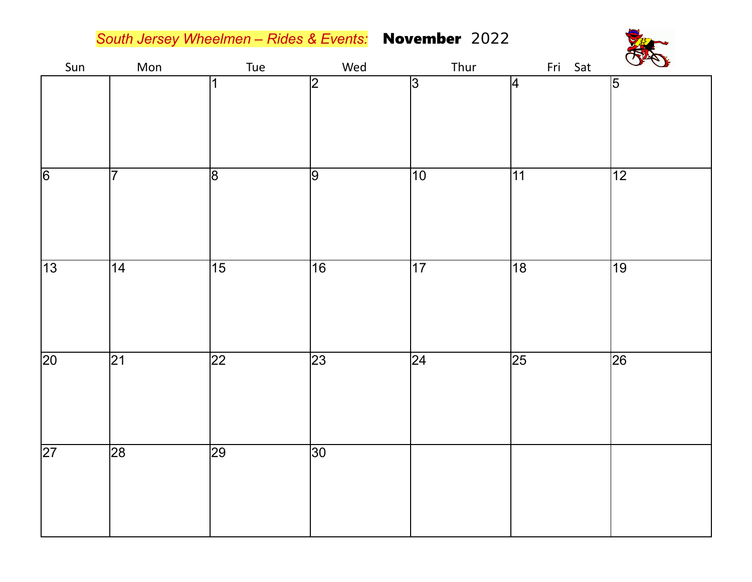*South Jersey Wheelmen – Rides & Events:* **November** 2022

| Sun | Mon | Tue | Wed | Thur | Fri | Sat |
|---|---|---|---|---|---|---|
| | | 1 | 2 | 3 | 4 | 5 |
| 6 | 7 | 8 | 9 | 10 | 11 | 12 |
| 13 | 14 | 15 | 16 | 17 | 18 | 19 |
| 20 | 21 | 22 | 23 | 24 | 25 | 26 |
| 27 | 28 | 29 | 30 | | | |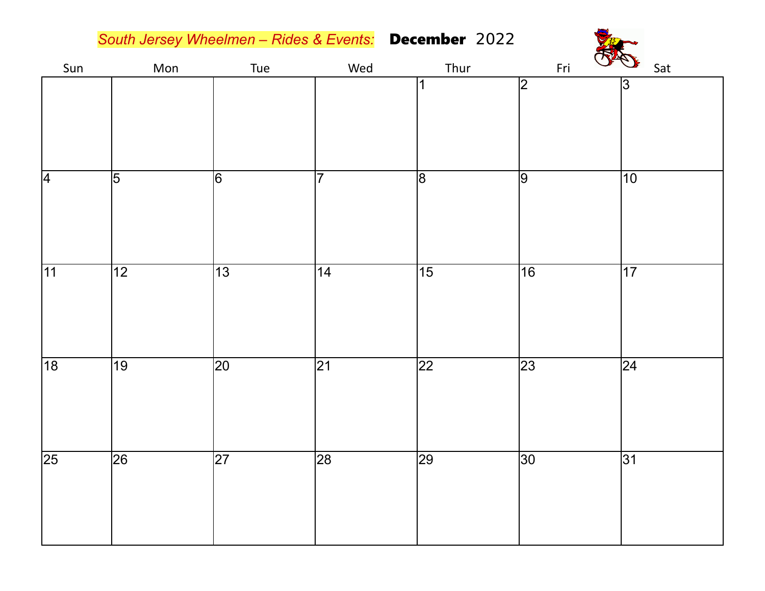*South Jersey Wheelmen – Rides & Events:* **December** 2022

| Sun | Mon | Tue | Wed | Thur | Fri | Sat |
|---|---|---|---|---|---|---|
| | | | | 1 | 2 | 3 |
| 4 | 5 | 6 | 7 | 8 | 9 | 10 |
| 11 | 12 | 13 | 14 | 15 | 16 | 17 |
| 18 | 19 | 20 | 21 | 22 | 23 | 24 |
| 25 | 26 | 27 | 28 | 29 | 30 | 31 |